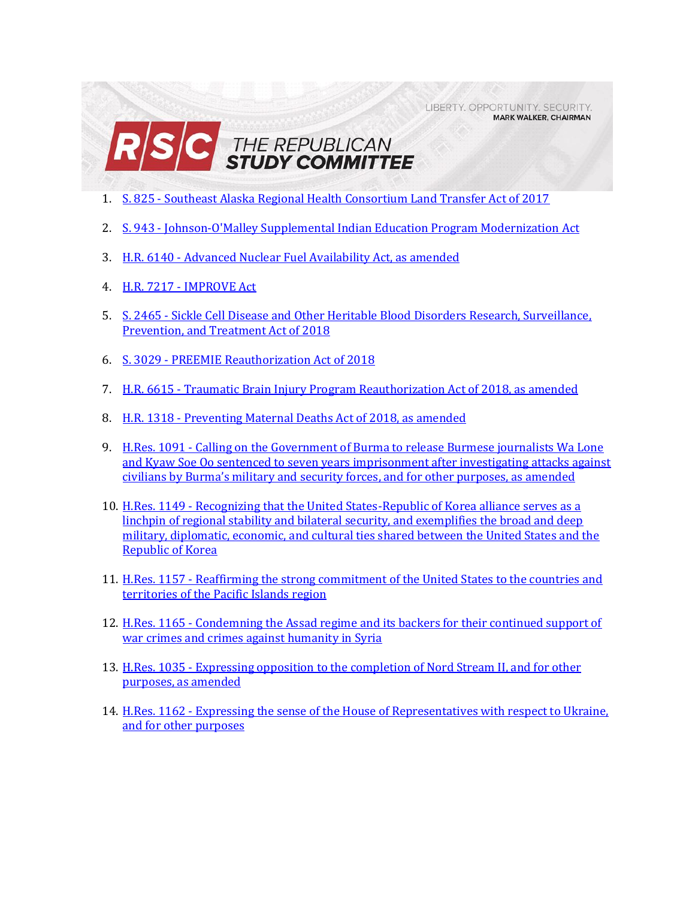LIBERTY. OPPORTUNITY. SECURITY.
MARK WALKER, CHAIRMAN

# RSC THE REPUBLICAN STUDY COMMITTEE

1. S. 825 - Southeast Alaska Regional Health Consortium Land Transfer Act of 2017
2. S. 943 - Johnson-O'Malley Supplemental Indian Education Program Modernization Act
3. H.R. 6140 - Advanced Nuclear Fuel Availability Act, as amended
4. H.R. 7217 - IMPROVE Act
5. S. 2465 - Sickle Cell Disease and Other Heritable Blood Disorders Research, Surveillance, Prevention, and Treatment Act of 2018
6. S. 3029 - PREEMIE Reauthorization Act of 2018
7. H.R. 6615 - Traumatic Brain Injury Program Reauthorization Act of 2018, as amended
8. H.R. 1318 - Preventing Maternal Deaths Act of 2018, as amended
9. H.Res. 1091 - Calling on the Government of Burma to release Burmese journalists Wa Lone and Kyaw Soe Oo sentenced to seven years imprisonment after investigating attacks against civilians by Burma's military and security forces, and for other purposes, as amended
10. H.Res. 1149 - Recognizing that the United States-Republic of Korea alliance serves as a linchpin of regional stability and bilateral security, and exemplifies the broad and deep military, diplomatic, economic, and cultural ties shared between the United States and the Republic of Korea
11. H.Res. 1157 - Reaffirming the strong commitment of the United States to the countries and territories of the Pacific Islands region
12. H.Res. 1165 - Condemning the Assad regime and its backers for their continued support of war crimes and crimes against humanity in Syria
13. H.Res. 1035 - Expressing opposition to the completion of Nord Stream II, and for other purposes, as amended
14. H.Res. 1162 - Expressing the sense of the House of Representatives with respect to Ukraine, and for other purposes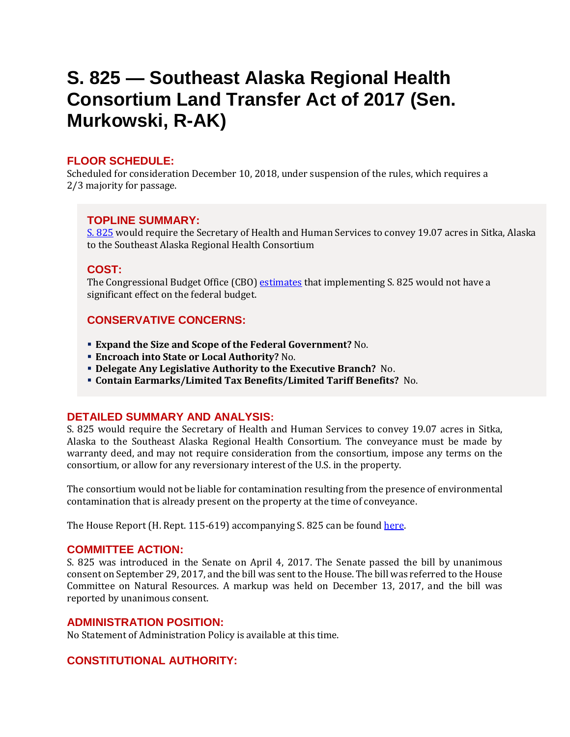# S. 825 — Southeast Alaska Regional Health Consortium Land Transfer Act of 2017 (Sen. Murkowski, R-AK)

## FLOOR SCHEDULE:

Scheduled for consideration December 10, 2018, under suspension of the rules, which requires a 2/3 majority for passage.

## TOPLINE SUMMARY:

[S. 825](#) would require the Secretary of Health and Human Services to convey 19.07 acres in Sitka, Alaska to the Southeast Alaska Regional Health Consortium

## COST:

The Congressional Budget Office (CBO) [estimates](#) that implementing S. 825 would not have a significant effect on the federal budget.

## CONSERVATIVE CONCERNS:

- **Expand the Size and Scope of the Federal Government?** No.
- **Encroach into State or Local Authority?** No.
- **Delegate Any Legislative Authority to the Executive Branch?** No.
- **Contain Earmarks/Limited Tax Benefits/Limited Tariff Benefits?** No.

## DETAILED SUMMARY AND ANALYSIS:

S. 825 would require the Secretary of Health and Human Services to convey 19.07 acres in Sitka, Alaska to the Southeast Alaska Regional Health Consortium. The conveyance must be made by warranty deed, and may not require consideration from the consortium, impose any terms on the consortium, or allow for any reversionary interest of the U.S. in the property.

The consortium would not be liable for contamination resulting from the presence of environmental contamination that is already present on the property at the time of conveyance.

The House Report (H. Rept. 115-619) accompanying S. 825 can be found [here](#).

## COMMITTEE ACTION:

S. 825 was introduced in the Senate on April 4, 2017. The Senate passed the bill by unanimous consent on September 29, 2017, and the bill was sent to the House. The bill was referred to the House Committee on Natural Resources. A markup was held on December 13, 2017, and the bill was reported by unanimous consent.

## ADMINISTRATION POSITION:

No Statement of Administration Policy is available at this time.

## CONSTITUTIONAL AUTHORITY: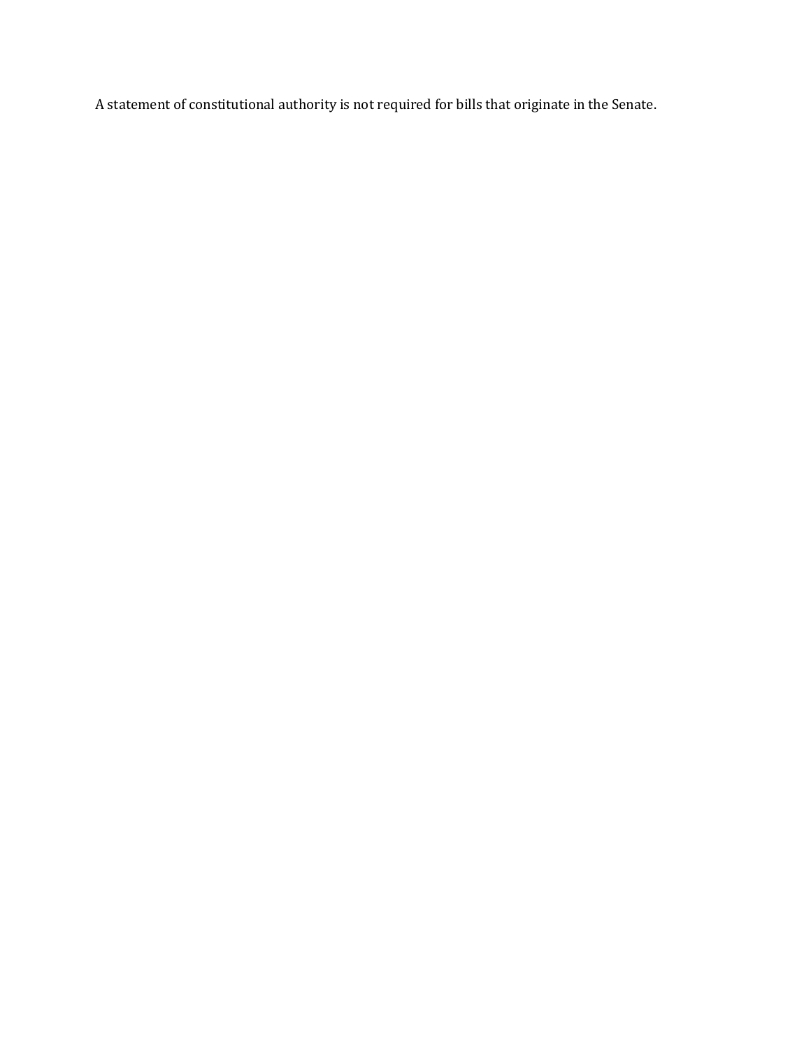A statement of constitutional authority is not required for bills that originate in the Senate.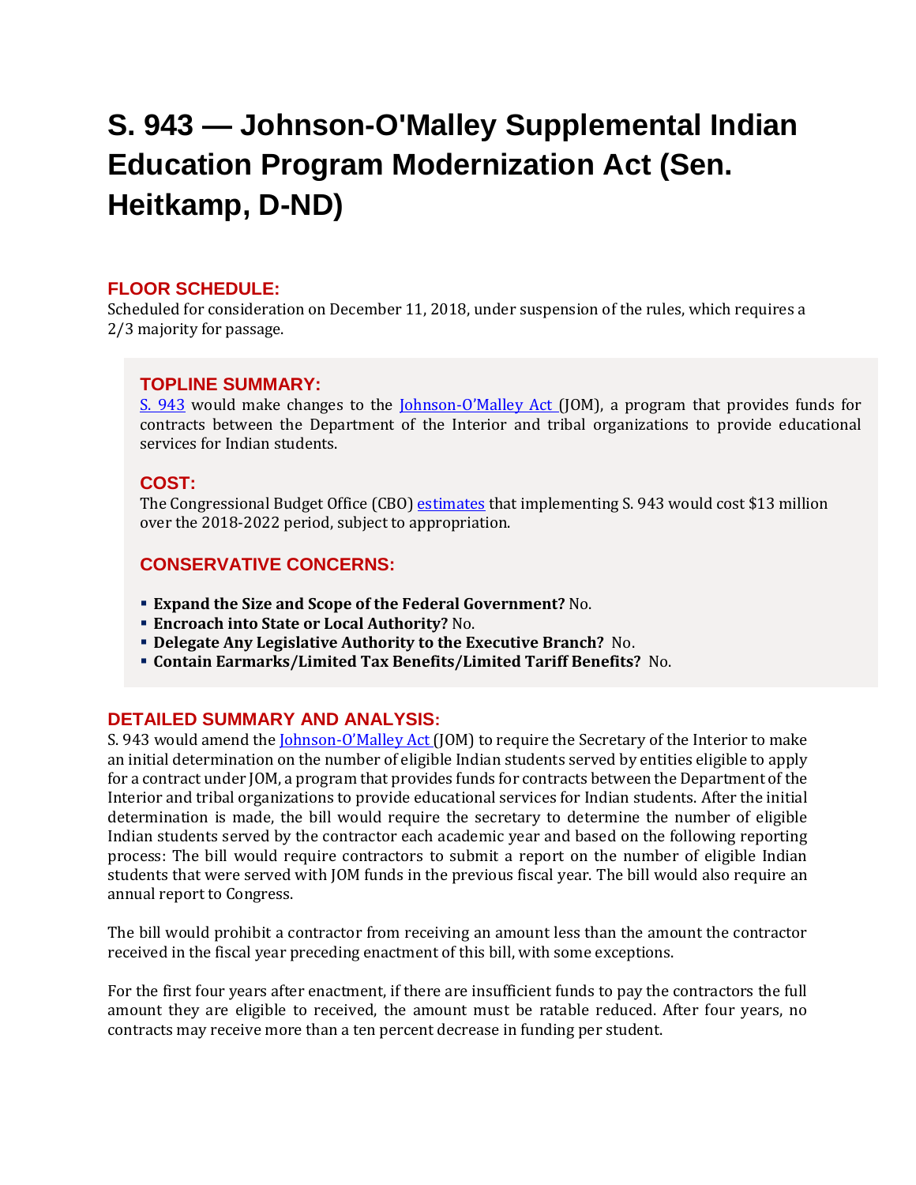# S. 943 — Johnson-O'Malley Supplemental Indian Education Program Modernization Act (Sen. Heitkamp, D-ND)

## FLOOR SCHEDULE:

Scheduled for consideration on December 11, 2018, under suspension of the rules, which requires a 2/3 majority for passage.

## TOPLINE SUMMARY:

S. 943 would make changes to the Johnson-O'Malley Act (JOM), a program that provides funds for contracts between the Department of the Interior and tribal organizations to provide educational services for Indian students.

## COST:

The Congressional Budget Office (CBO) estimates that implementing S. 943 would cost $13 million over the 2018-2022 period, subject to appropriation.

## CONSERVATIVE CONCERNS:

- **Expand the Size and Scope of the Federal Government?** No.
- **Encroach into State or Local Authority?** No.
- **Delegate Any Legislative Authority to the Executive Branch?** No.
- **Contain Earmarks/Limited Tax Benefits/Limited Tariff Benefits?** No.

## DETAILED SUMMARY AND ANALYSIS:

S. 943 would amend the Johnson-O'Malley Act (JOM) to require the Secretary of the Interior to make an initial determination on the number of eligible Indian students served by entities eligible to apply for a contract under JOM, a program that provides funds for contracts between the Department of the Interior and tribal organizations to provide educational services for Indian students. After the initial determination is made, the bill would require the secretary to determine the number of eligible Indian students served by the contractor each academic year and based on the following reporting process: The bill would require contractors to submit a report on the number of eligible Indian students that were served with JOM funds in the previous fiscal year. The bill would also require an annual report to Congress.

The bill would prohibit a contractor from receiving an amount less than the amount the contractor received in the fiscal year preceding enactment of this bill, with some exceptions.

For the first four years after enactment, if there are insufficient funds to pay the contractors the full amount they are eligible to received, the amount must be ratable reduced. After four years, no contracts may receive more than a ten percent decrease in funding per student.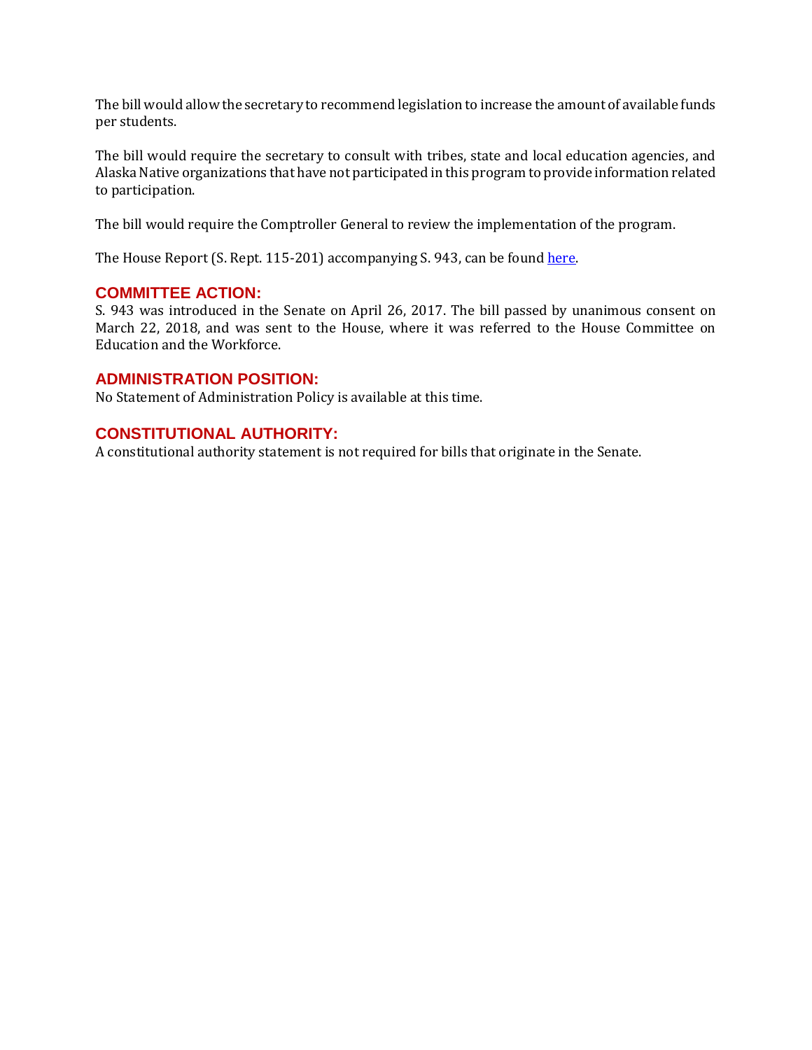The bill would allow the secretary to recommend legislation to increase the amount of available funds per students.

The bill would require the secretary to consult with tribes, state and local education agencies, and Alaska Native organizations that have not participated in this program to provide information related to participation.

The bill would require the Comptroller General to review the implementation of the program.

The House Report (S. Rept. 115-201) accompanying S. 943, can be found here.

## COMMITTEE ACTION:

S. 943 was introduced in the Senate on April 26, 2017. The bill passed by unanimous consent on March 22, 2018, and was sent to the House, where it was referred to the House Committee on Education and the Workforce.

## ADMINISTRATION POSITION:

No Statement of Administration Policy is available at this time.

## CONSTITUTIONAL AUTHORITY:

A constitutional authority statement is not required for bills that originate in the Senate.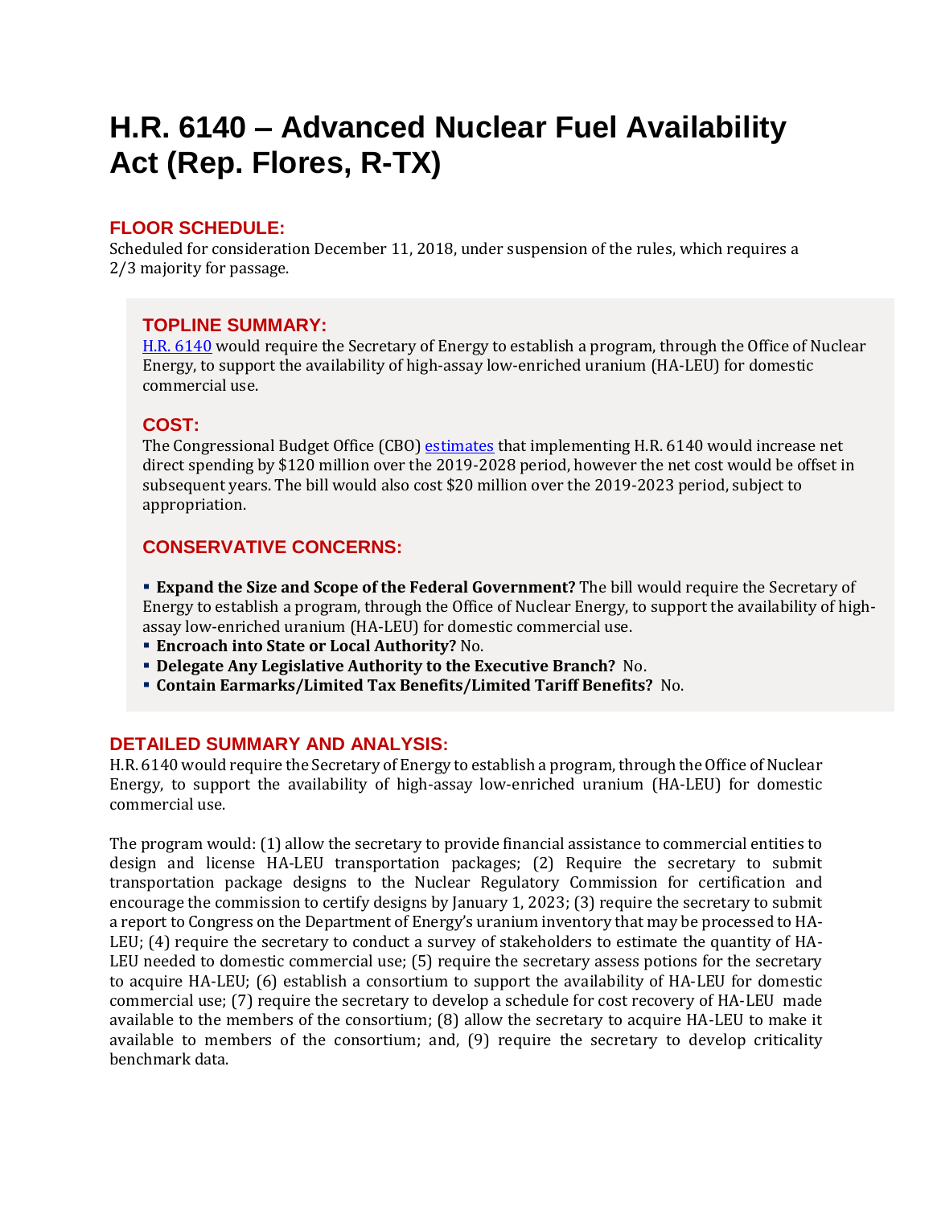# H.R. 6140 – Advanced Nuclear Fuel Availability Act (Rep. Flores, R-TX)

## FLOOR SCHEDULE:

Scheduled for consideration December 11, 2018, under suspension of the rules, which requires a 2/3 majority for passage.

## TOPLINE SUMMARY:

H.R. 6140 would require the Secretary of Energy to establish a program, through the Office of Nuclear Energy, to support the availability of high-assay low-enriched uranium (HA-LEU) for domestic commercial use.

## COST:

The Congressional Budget Office (CBO) estimates that implementing H.R. 6140 would increase net direct spending by $120 million over the 2019-2028 period, however the net cost would be offset in subsequent years. The bill would also cost $20 million over the 2019-2023 period, subject to appropriation.

## CONSERVATIVE CONCERNS:

- **Expand the Size and Scope of the Federal Government?** The bill would require the Secretary of Energy to establish a program, through the Office of Nuclear Energy, to support the availability of high-assay low-enriched uranium (HA-LEU) for domestic commercial use.
- **Encroach into State or Local Authority?** No.
- **Delegate Any Legislative Authority to the Executive Branch?** No.
- **Contain Earmarks/Limited Tax Benefits/Limited Tariff Benefits?** No.

## DETAILED SUMMARY AND ANALYSIS:

H.R. 6140 would require the Secretary of Energy to establish a program, through the Office of Nuclear Energy, to support the availability of high-assay low-enriched uranium (HA-LEU) for domestic commercial use.

The program would: (1) allow the secretary to provide financial assistance to commercial entities to design and license HA-LEU transportation packages; (2) Require the secretary to submit transportation package designs to the Nuclear Regulatory Commission for certification and encourage the commission to certify designs by January 1, 2023; (3) require the secretary to submit a report to Congress on the Department of Energy's uranium inventory that may be processed to HA-LEU; (4) require the secretary to conduct a survey of stakeholders to estimate the quantity of HA-LEU needed to domestic commercial use; (5) require the secretary assess potions for the secretary to acquire HA-LEU; (6) establish a consortium to support the availability of HA-LEU for domestic commercial use; (7) require the secretary to develop a schedule for cost recovery of HA-LEU made available to the members of the consortium; (8) allow the secretary to acquire HA-LEU to make it available to members of the consortium; and, (9) require the secretary to develop criticality benchmark data.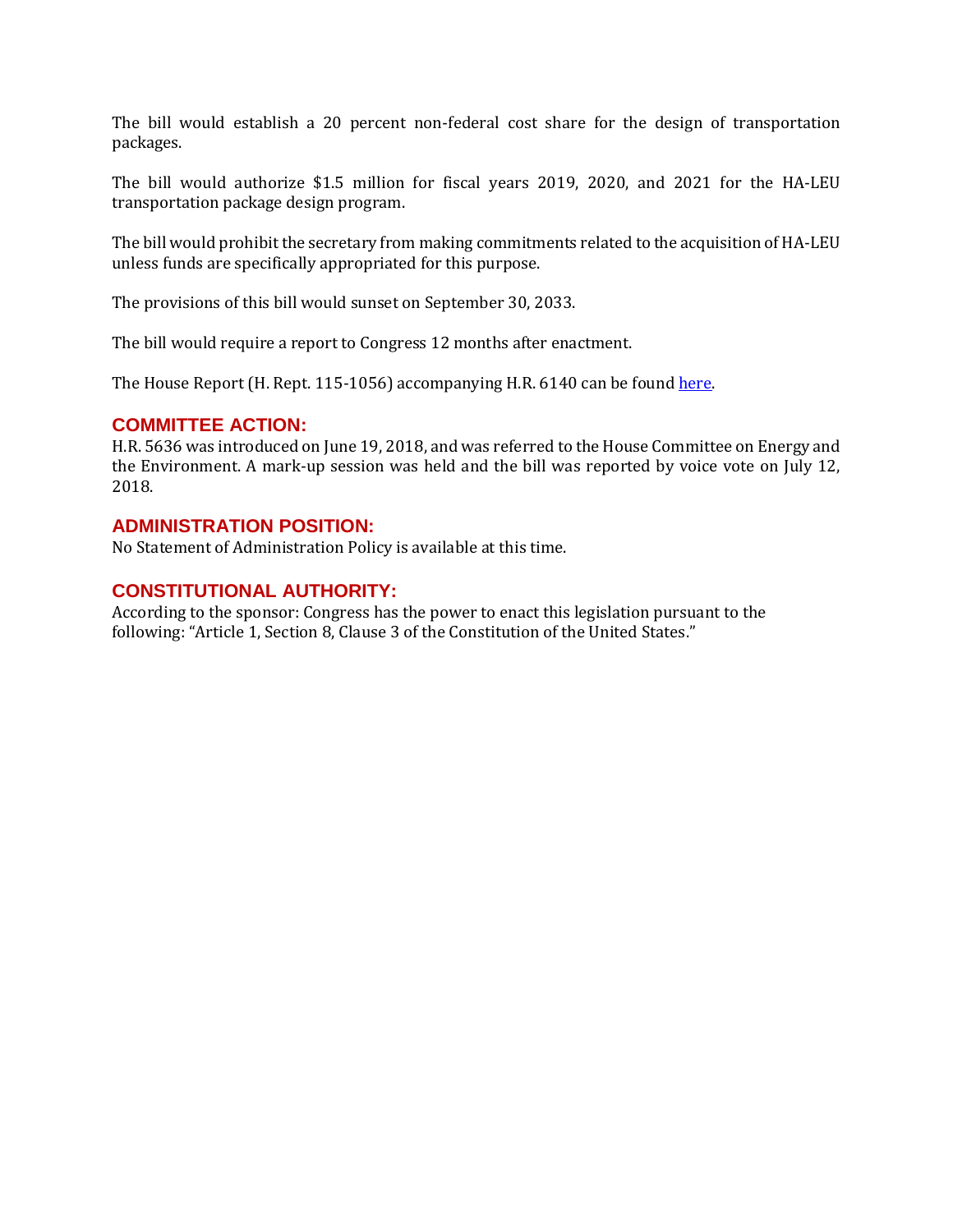The bill would establish a 20 percent non-federal cost share for the design of transportation packages.

The bill would authorize $1.5 million for fiscal years 2019, 2020, and 2021 for the HA-LEU transportation package design program.

The bill would prohibit the secretary from making commitments related to the acquisition of HA-LEU unless funds are specifically appropriated for this purpose.

The provisions of this bill would sunset on September 30, 2033.

The bill would require a report to Congress 12 months after enactment.

The House Report (H. Rept. 115-1056) accompanying H.R. 6140 can be found here.

## COMMITTEE ACTION:

H.R. 5636 was introduced on June 19, 2018, and was referred to the House Committee on Energy and the Environment. A mark-up session was held and the bill was reported by voice vote on July 12, 2018.

## ADMINISTRATION POSITION:

No Statement of Administration Policy is available at this time.

## CONSTITUTIONAL AUTHORITY:

According to the sponsor: Congress has the power to enact this legislation pursuant to the following: "Article 1, Section 8, Clause 3 of the Constitution of the United States."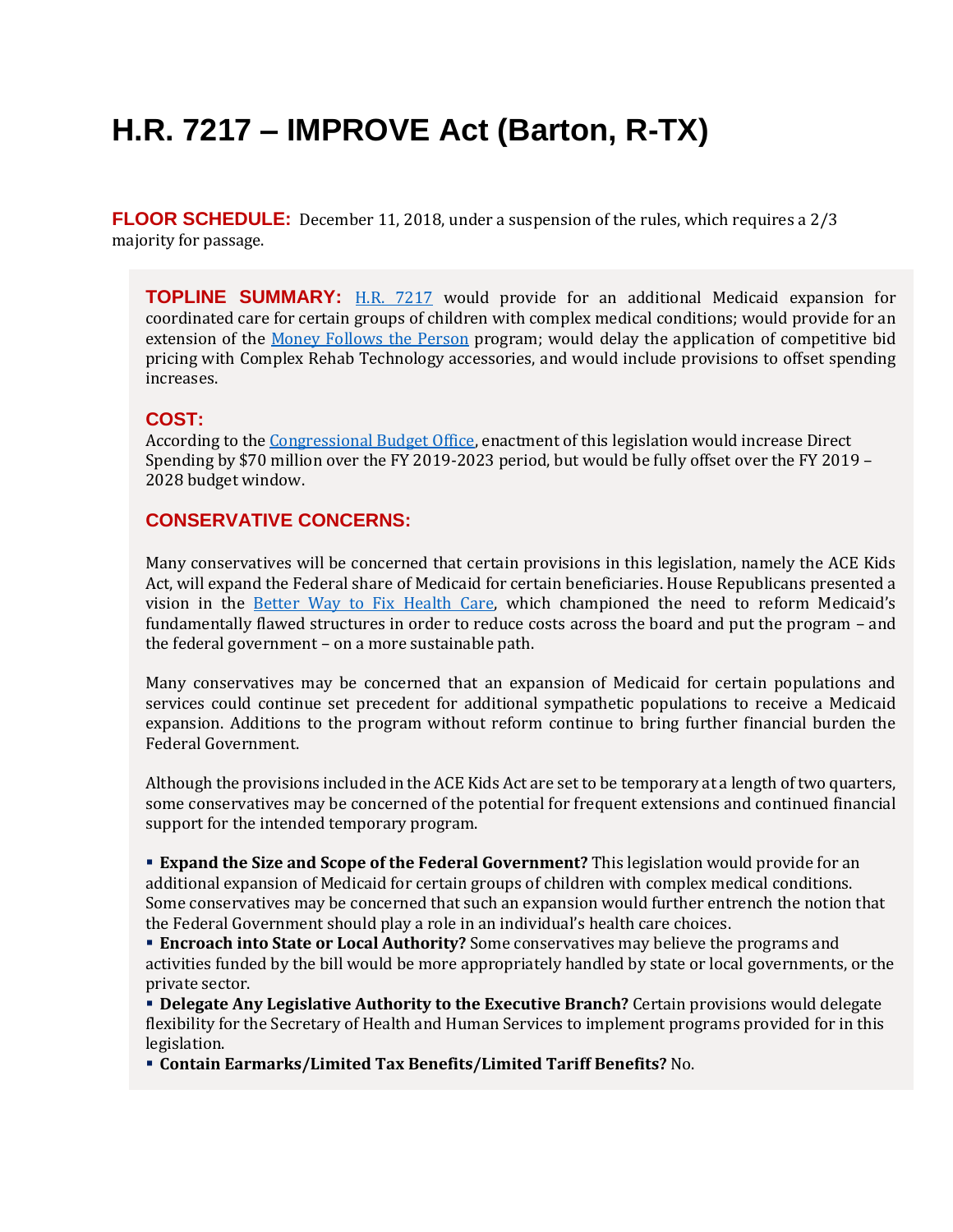# H.R. 7217 – IMPROVE Act (Barton, R-TX)

**FLOOR SCHEDULE:** December 11, 2018, under a suspension of the rules, which requires a 2/3 majority for passage.

**TOPLINE SUMMARY:** H.R. 7217 would provide for an additional Medicaid expansion for coordinated care for certain groups of children with complex medical conditions; would provide for an extension of the Money Follows the Person program; would delay the application of competitive bid pricing with Complex Rehab Technology accessories, and would include provisions to offset spending increases.

**COST:**
According to the Congressional Budget Office, enactment of this legislation would increase Direct Spending by $70 million over the FY 2019-2023 period, but would be fully offset over the FY 2019 – 2028 budget window.

**CONSERVATIVE CONCERNS:**

Many conservatives will be concerned that certain provisions in this legislation, namely the ACE Kids Act, will expand the Federal share of Medicaid for certain beneficiaries. House Republicans presented a vision in the Better Way to Fix Health Care, which championed the need to reform Medicaid's fundamentally flawed structures in order to reduce costs across the board and put the program – and the federal government – on a more sustainable path.

Many conservatives may be concerned that an expansion of Medicaid for certain populations and services could continue set precedent for additional sympathetic populations to receive a Medicaid expansion. Additions to the program without reform continue to bring further financial burden the Federal Government.

Although the provisions included in the ACE Kids Act are set to be temporary at a length of two quarters, some conservatives may be concerned of the potential for frequent extensions and continued financial support for the intended temporary program.

- **Expand the Size and Scope of the Federal Government?** This legislation would provide for an additional expansion of Medicaid for certain groups of children with complex medical conditions. Some conservatives may be concerned that such an expansion would further entrench the notion that the Federal Government should play a role in an individual's health care choices.
- **Encroach into State or Local Authority?** Some conservatives may believe the programs and activities funded by the bill would be more appropriately handled by state or local governments, or the private sector.
- **Delegate Any Legislative Authority to the Executive Branch?** Certain provisions would delegate flexibility for the Secretary of Health and Human Services to implement programs provided for in this legislation.
- **Contain Earmarks/Limited Tax Benefits/Limited Tariff Benefits?** No.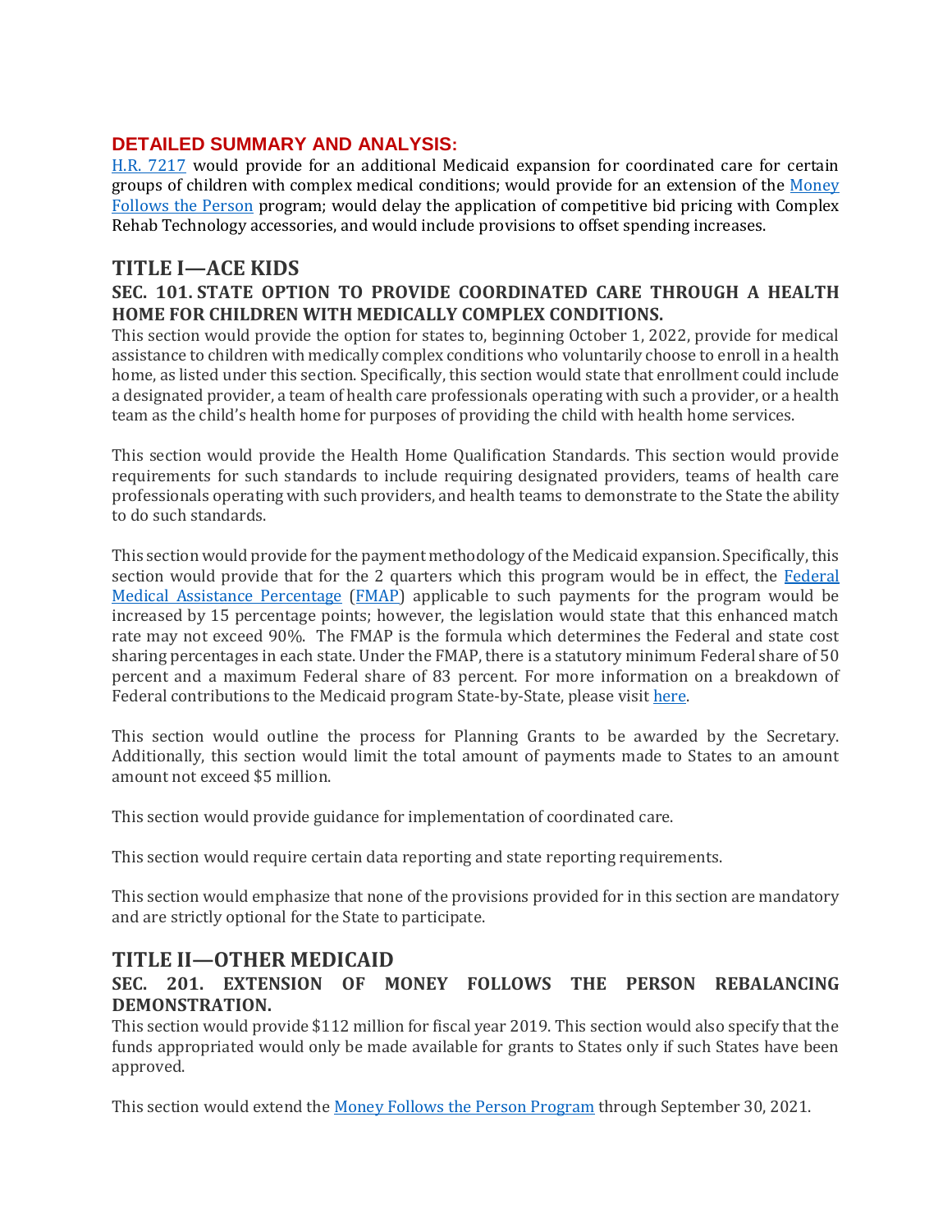## DETAILED SUMMARY AND ANALYSIS:

H.R. 7217 would provide for an additional Medicaid expansion for coordinated care for certain groups of children with complex medical conditions; would provide for an extension of the Money Follows the Person program; would delay the application of competitive bid pricing with Complex Rehab Technology accessories, and would include provisions to offset spending increases.

## TITLE I—ACE KIDS

### SEC. 101. STATE OPTION TO PROVIDE COORDINATED CARE THROUGH A HEALTH HOME FOR CHILDREN WITH MEDICALLY COMPLEX CONDITIONS.

This section would provide the option for states to, beginning October 1, 2022, provide for medical assistance to children with medically complex conditions who voluntarily choose to enroll in a health home, as listed under this section. Specifically, this section would state that enrollment could include a designated provider, a team of health care professionals operating with such a provider, or a health team as the child's health home for purposes of providing the child with health home services.

This section would provide the Health Home Qualification Standards. This section would provide requirements for such standards to include requiring designated providers, teams of health care professionals operating with such providers, and health teams to demonstrate to the State the ability to do such standards.

This section would provide for the payment methodology of the Medicaid expansion. Specifically, this section would provide that for the 2 quarters which this program would be in effect, the Federal Medical Assistance Percentage (FMAP) applicable to such payments for the program would be increased by 15 percentage points; however, the legislation would state that this enhanced match rate may not exceed 90%. The FMAP is the formula which determines the Federal and state cost sharing percentages in each state. Under the FMAP, there is a statutory minimum Federal share of 50 percent and a maximum Federal share of 83 percent. For more information on a breakdown of Federal contributions to the Medicaid program State-by-State, please visit here.

This section would outline the process for Planning Grants to be awarded by the Secretary. Additionally, this section would limit the total amount of payments made to States to an amount amount not exceed $5 million.

This section would provide guidance for implementation of coordinated care.

This section would require certain data reporting and state reporting requirements.

This section would emphasize that none of the provisions provided for in this section are mandatory and are strictly optional for the State to participate.

## TITLE II—OTHER MEDICAID

### SEC. 201. EXTENSION OF MONEY FOLLOWS THE PERSON REBALANCING DEMONSTRATION.

This section would provide $112 million for fiscal year 2019. This section would also specify that the funds appropriated would only be made available for grants to States only if such States have been approved.

This section would extend the Money Follows the Person Program through September 30, 2021.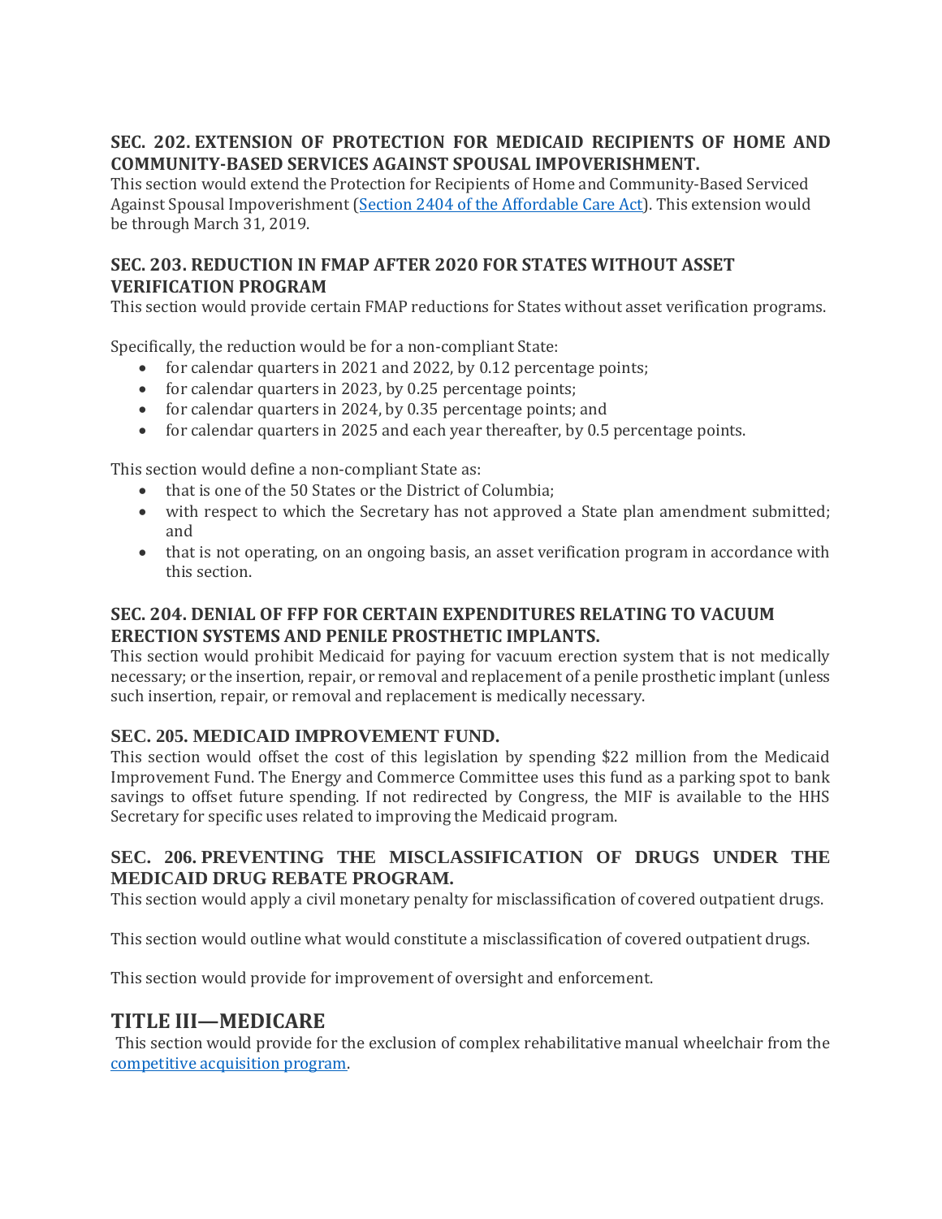### SEC. 202. EXTENSION OF PROTECTION FOR MEDICAID RECIPIENTS OF HOME AND COMMUNITY-BASED SERVICES AGAINST SPOUSAL IMPOVERISHMENT.

This section would extend the Protection for Recipients of Home and Community-Based Serviced Against Spousal Impoverishment ([Section 2404 of the Affordable Care Act](#)). This extension would be through March 31, 2019.

### SEC. 203. REDUCTION IN FMAP AFTER 2020 FOR STATES WITHOUT ASSET VERIFICATION PROGRAM

This section would provide certain FMAP reductions for States without asset verification programs.

Specifically, the reduction would be for a non-compliant State:

- for calendar quarters in 2021 and 2022, by 0.12 percentage points;
- for calendar quarters in 2023, by 0.25 percentage points;
- for calendar quarters in 2024, by 0.35 percentage points; and
- for calendar quarters in 2025 and each year thereafter, by 0.5 percentage points.

This section would define a non-compliant State as:

- that is one of the 50 States or the District of Columbia;
- with respect to which the Secretary has not approved a State plan amendment submitted; and
- that is not operating, on an ongoing basis, an asset verification program in accordance with this section.

### SEC. 204. DENIAL OF FFP FOR CERTAIN EXPENDITURES RELATING TO VACUUM ERECTION SYSTEMS AND PENILE PROSTHETIC IMPLANTS.

This section would prohibit Medicaid for paying for vacuum erection system that is not medically necessary; or the insertion, repair, or removal and replacement of a penile prosthetic implant (unless such insertion, repair, or removal and replacement is medically necessary.

### SEC. 205. MEDICAID IMPROVEMENT FUND.

This section would offset the cost of this legislation by spending $22 million from the Medicaid Improvement Fund. The Energy and Commerce Committee uses this fund as a parking spot to bank savings to offset future spending. If not redirected by Congress, the MIF is available to the HHS Secretary for specific uses related to improving the Medicaid program.

### SEC. 206. PREVENTING THE MISCLASSIFICATION OF DRUGS UNDER THE MEDICAID DRUG REBATE PROGRAM.

This section would apply a civil monetary penalty for misclassification of covered outpatient drugs.

This section would outline what would constitute a misclassification of covered outpatient drugs.

This section would provide for improvement of oversight and enforcement.

## TITLE III—MEDICARE

This section would provide for the exclusion of complex rehabilitative manual wheelchair from the [competitive acquisition program](#).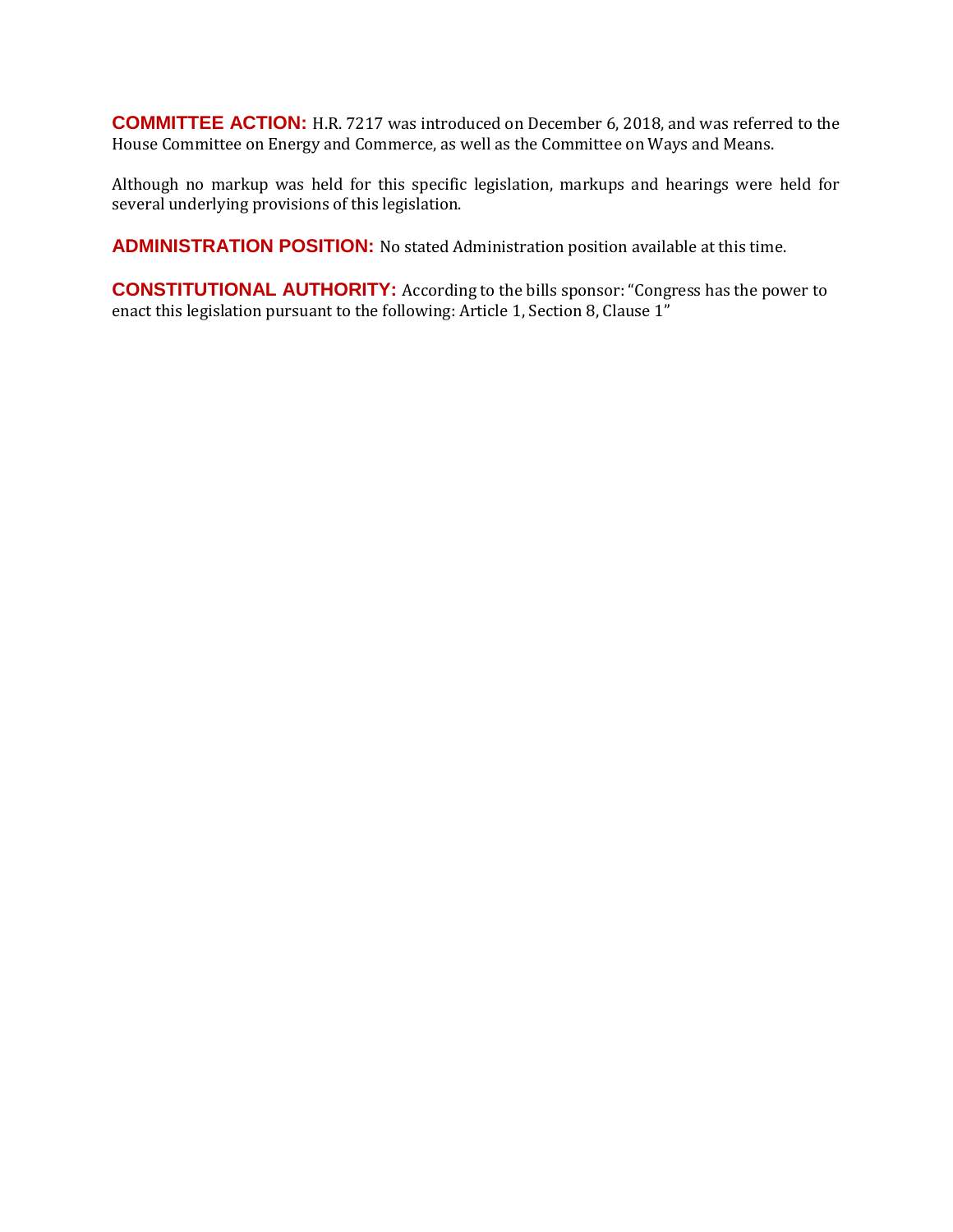**COMMITTEE ACTION:** H.R. 7217 was introduced on December 6, 2018, and was referred to the House Committee on Energy and Commerce, as well as the Committee on Ways and Means.

Although no markup was held for this specific legislation, markups and hearings were held for several underlying provisions of this legislation.

**ADMINISTRATION POSITION:** No stated Administration position available at this time.

**CONSTITUTIONAL AUTHORITY:** According to the bills sponsor: "Congress has the power to enact this legislation pursuant to the following: Article 1, Section 8, Clause 1"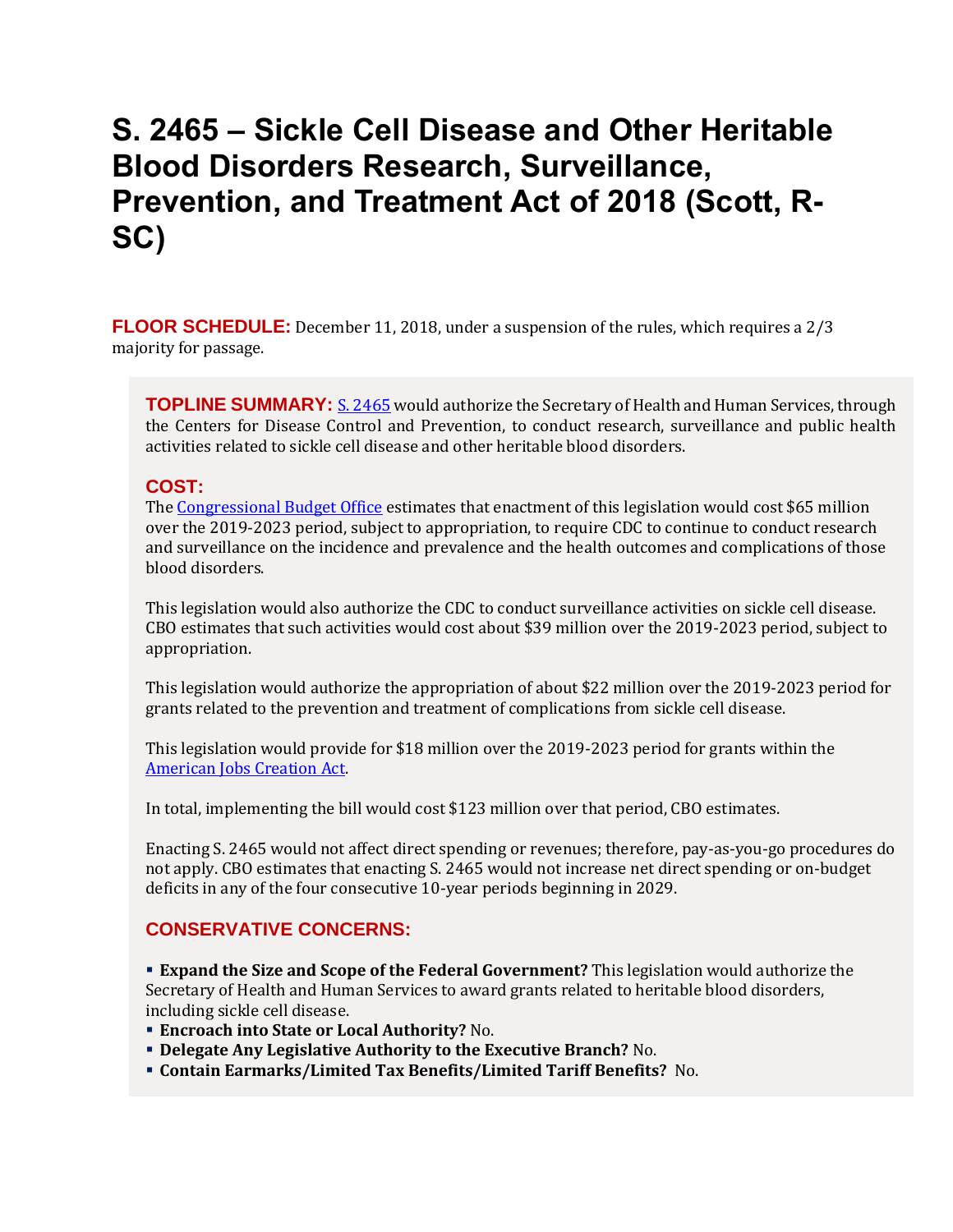# S. 2465 – Sickle Cell Disease and Other Heritable Blood Disorders Research, Surveillance, Prevention, and Treatment Act of 2018 (Scott, R-SC)

**FLOOR SCHEDULE:** December 11, 2018, under a suspension of the rules, which requires a 2/3 majority for passage.

**TOPLINE SUMMARY:** [S. 2465](#) would authorize the Secretary of Health and Human Services, through the Centers for Disease Control and Prevention, to conduct research, surveillance and public health activities related to sickle cell disease and other heritable blood disorders.

**COST:**

The [Congressional Budget Office](#) estimates that enactment of this legislation would cost $65 million over the 2019-2023 period, subject to appropriation, to require CDC to continue to conduct research and surveillance on the incidence and prevalence and the health outcomes and complications of those blood disorders.

This legislation would also authorize the CDC to conduct surveillance activities on sickle cell disease. CBO estimates that such activities would cost about $39 million over the 2019-2023 period, subject to appropriation.

This legislation would authorize the appropriation of about $22 million over the 2019-2023 period for grants related to the prevention and treatment of complications from sickle cell disease.

This legislation would provide for $18 million over the 2019-2023 period for grants within the [American Jobs Creation Act](#).

In total, implementing the bill would cost $123 million over that period, CBO estimates.

Enacting S. 2465 would not affect direct spending or revenues; therefore, pay-as-you-go procedures do not apply. CBO estimates that enacting S. 2465 would not increase net direct spending or on-budget deficits in any of the four consecutive 10-year periods beginning in 2029.

**CONSERVATIVE CONCERNS:**

- **Expand the Size and Scope of the Federal Government?** This legislation would authorize the Secretary of Health and Human Services to award grants related to heritable blood disorders, including sickle cell disease.
- **Encroach into State or Local Authority?** No.
- **Delegate Any Legislative Authority to the Executive Branch?** No.
- **Contain Earmarks/Limited Tax Benefits/Limited Tariff Benefits?** No.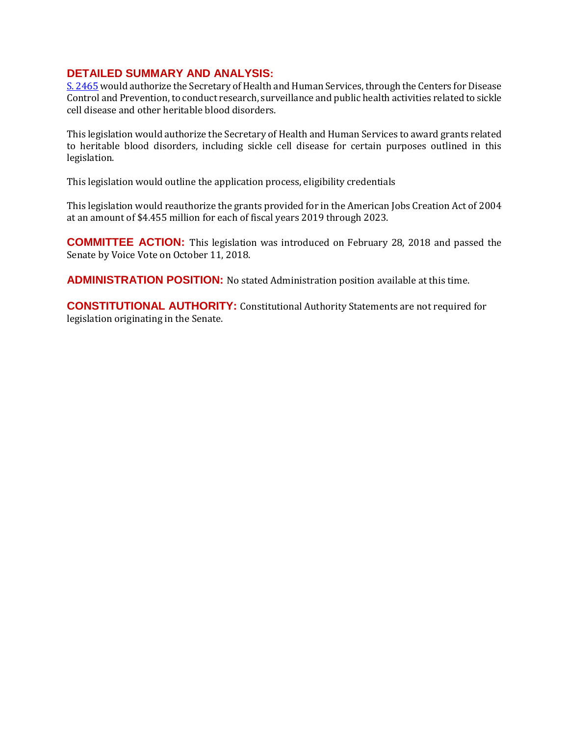**DETAILED SUMMARY AND ANALYSIS:**
[S. 2465] would authorize the Secretary of Health and Human Services, through the Centers for Disease Control and Prevention, to conduct research, surveillance and public health activities related to sickle cell disease and other heritable blood disorders.

This legislation would authorize the Secretary of Health and Human Services to award grants related to heritable blood disorders, including sickle cell disease for certain purposes outlined in this legislation.

This legislation would outline the application process, eligibility credentials

This legislation would reauthorize the grants provided for in the American Jobs Creation Act of 2004 at an amount of $4.455 million for each of fiscal years 2019 through 2023.

**COMMITTEE ACTION:** This legislation was introduced on February 28, 2018 and passed the Senate by Voice Vote on October 11, 2018.

**ADMINISTRATION POSITION:** No stated Administration position available at this time.

**CONSTITUTIONAL AUTHORITY:** Constitutional Authority Statements are not required for legislation originating in the Senate.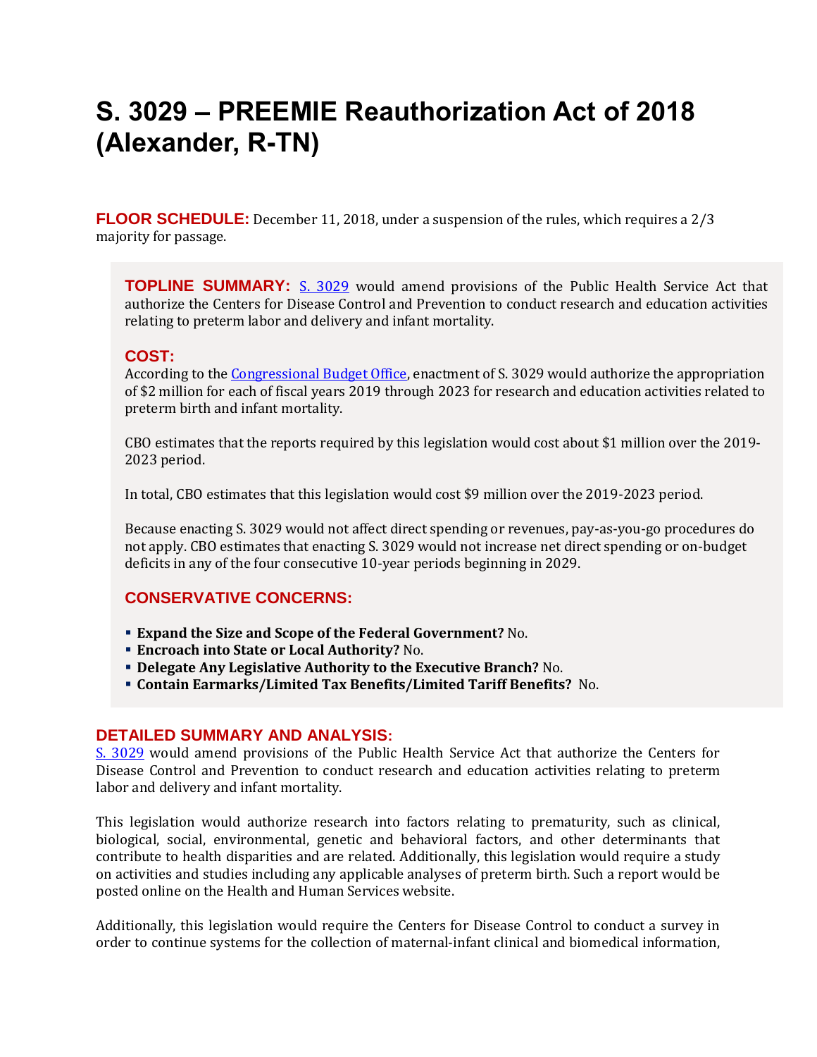# S. 3029 – PREEMIE Reauthorization Act of 2018 (Alexander, R-TN)

**FLOOR SCHEDULE:** December 11, 2018, under a suspension of the rules, which requires a 2/3 majority for passage.

**TOPLINE SUMMARY:** [S. 3029](#) would amend provisions of the Public Health Service Act that authorize the Centers for Disease Control and Prevention to conduct research and education activities relating to preterm labor and delivery and infant mortality.

**COST:**

According to the [Congressional Budget Office](#), enactment of S. 3029 would authorize the appropriation of $2 million for each of fiscal years 2019 through 2023 for research and education activities related to preterm birth and infant mortality.

CBO estimates that the reports required by this legislation would cost about $1 million over the 2019-2023 period.

In total, CBO estimates that this legislation would cost $9 million over the 2019-2023 period.

Because enacting S. 3029 would not affect direct spending or revenues, pay-as-you-go procedures do not apply. CBO estimates that enacting S. 3029 would not increase net direct spending or on-budget deficits in any of the four consecutive 10-year periods beginning in 2029.

**CONSERVATIVE CONCERNS:**

- **Expand the Size and Scope of the Federal Government?** No.
- **Encroach into State or Local Authority?** No.
- **Delegate Any Legislative Authority to the Executive Branch?** No.
- **Contain Earmarks/Limited Tax Benefits/Limited Tariff Benefits?** No.

## DETAILED SUMMARY AND ANALYSIS:

[S. 3029](#) would amend provisions of the Public Health Service Act that authorize the Centers for Disease Control and Prevention to conduct research and education activities relating to preterm labor and delivery and infant mortality.

This legislation would authorize research into factors relating to prematurity, such as clinical, biological, social, environmental, genetic and behavioral factors, and other determinants that contribute to health disparities and are related. Additionally, this legislation would require a study on activities and studies including any applicable analyses of preterm birth. Such a report would be posted online on the Health and Human Services website.

Additionally, this legislation would require the Centers for Disease Control to conduct a survey in order to continue systems for the collection of maternal-infant clinical and biomedical information,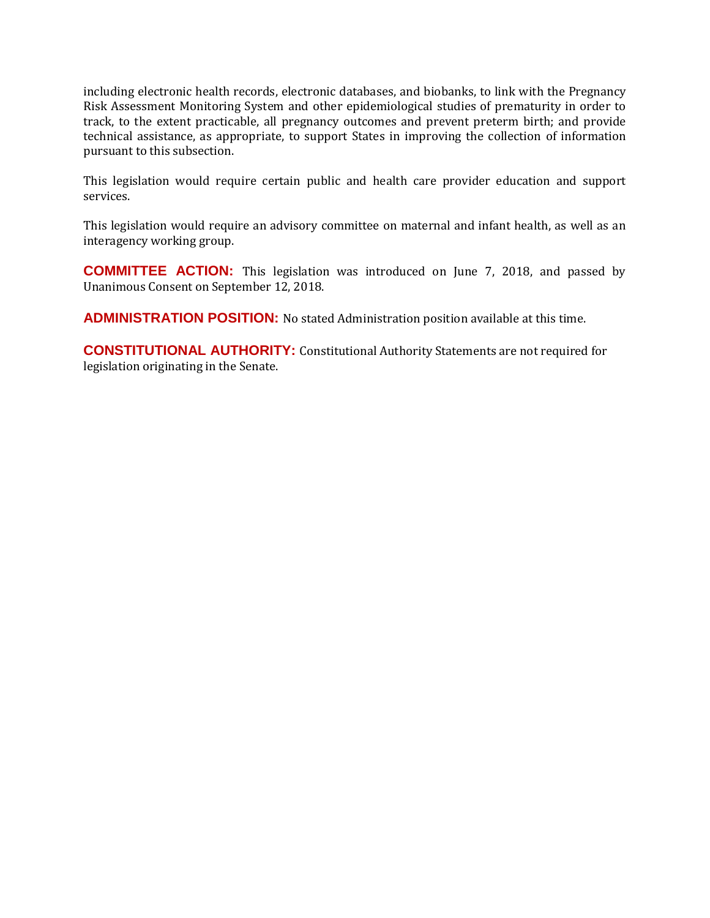including electronic health records, electronic databases, and biobanks, to link with the Pregnancy Risk Assessment Monitoring System and other epidemiological studies of prematurity in order to track, to the extent practicable, all pregnancy outcomes and prevent preterm birth; and provide technical assistance, as appropriate, to support States in improving the collection of information pursuant to this subsection.

This legislation would require certain public and health care provider education and support services.

This legislation would require an advisory committee on maternal and infant health, as well as an interagency working group.

**COMMITTEE ACTION:** This legislation was introduced on June 7, 2018, and passed by Unanimous Consent on September 12, 2018.

**ADMINISTRATION POSITION:** No stated Administration position available at this time.

**CONSTITUTIONAL AUTHORITY:** Constitutional Authority Statements are not required for legislation originating in the Senate.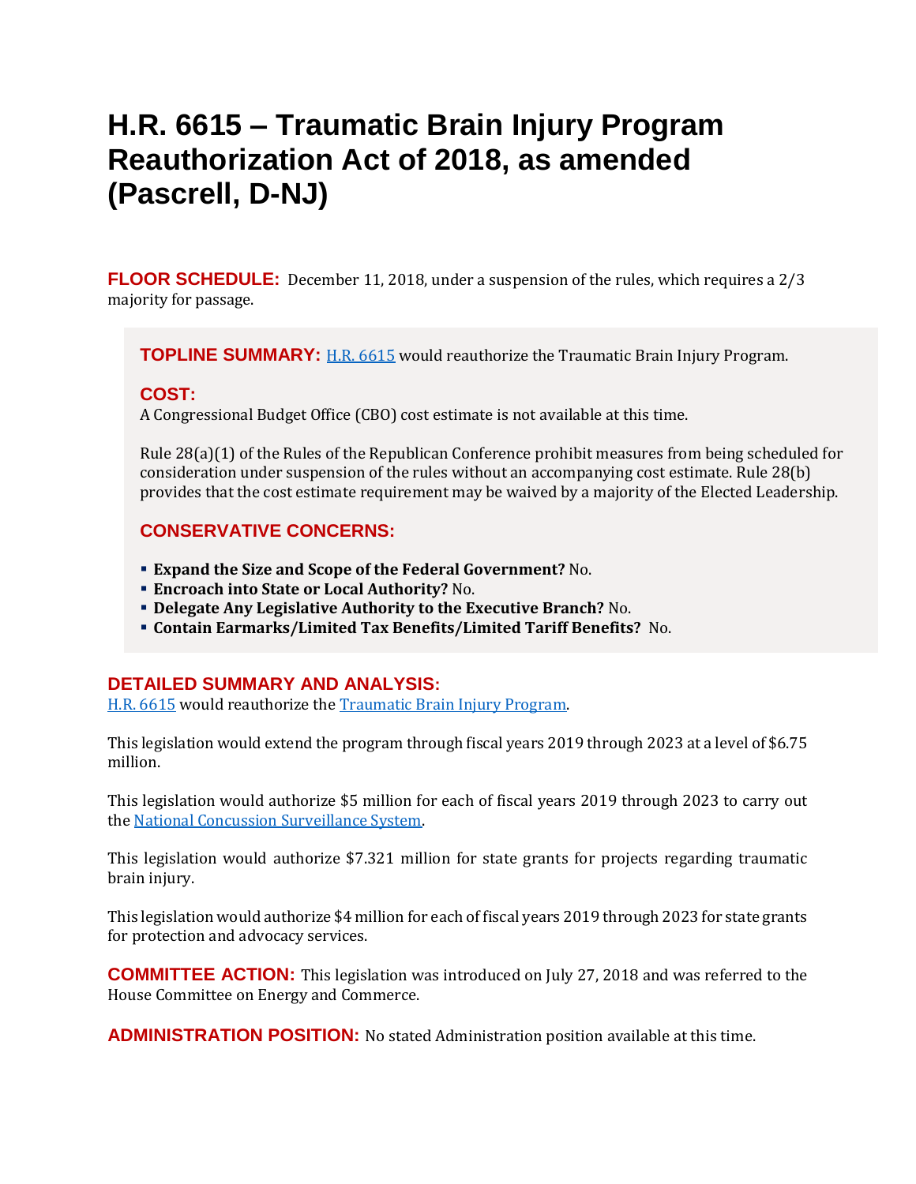# H.R. 6615 – Traumatic Brain Injury Program Reauthorization Act of 2018, as amended (Pascrell, D-NJ)

**FLOOR SCHEDULE:** December 11, 2018, under a suspension of the rules, which requires a 2/3 majority for passage.

**TOPLINE SUMMARY:** H.R. 6615 would reauthorize the Traumatic Brain Injury Program.

**COST:**
A Congressional Budget Office (CBO) cost estimate is not available at this time.

Rule 28(a)(1) of the Rules of the Republican Conference prohibit measures from being scheduled for consideration under suspension of the rules without an accompanying cost estimate. Rule 28(b) provides that the cost estimate requirement may be waived by a majority of the Elected Leadership.

**CONSERVATIVE CONCERNS:**

- **Expand the Size and Scope of the Federal Government?** No.
- **Encroach into State or Local Authority?** No.
- **Delegate Any Legislative Authority to the Executive Branch?** No.
- **Contain Earmarks/Limited Tax Benefits/Limited Tariff Benefits?** No.

## DETAILED SUMMARY AND ANALYSIS:

H.R. 6615 would reauthorize the Traumatic Brain Injury Program.

This legislation would extend the program through fiscal years 2019 through 2023 at a level of $6.75 million.

This legislation would authorize $5 million for each of fiscal years 2019 through 2023 to carry out the National Concussion Surveillance System.

This legislation would authorize $7.321 million for state grants for projects regarding traumatic brain injury.

This legislation would authorize $4 million for each of fiscal years 2019 through 2023 for state grants for protection and advocacy services.

**COMMITTEE ACTION:** This legislation was introduced on July 27, 2018 and was referred to the House Committee on Energy and Commerce.

**ADMINISTRATION POSITION:** No stated Administration position available at this time.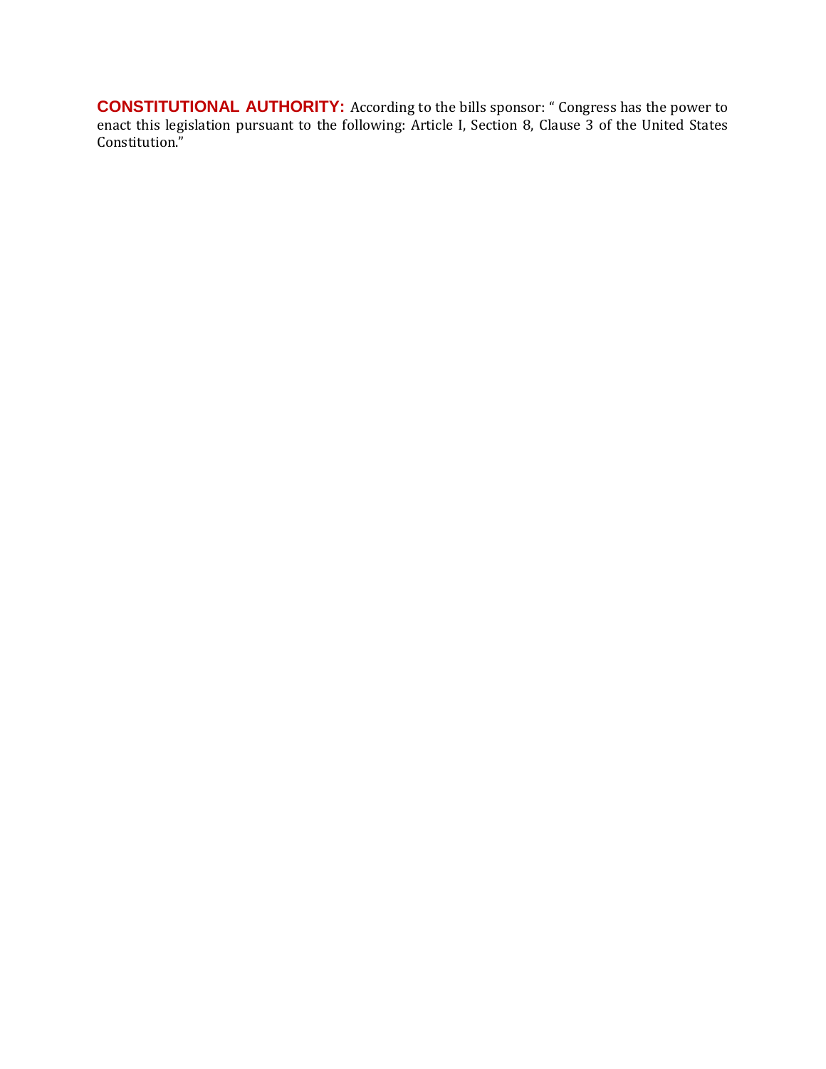**CONSTITUTIONAL AUTHORITY:** According to the bills sponsor: " Congress has the power to enact this legislation pursuant to the following: Article I, Section 8, Clause 3 of the United States Constitution."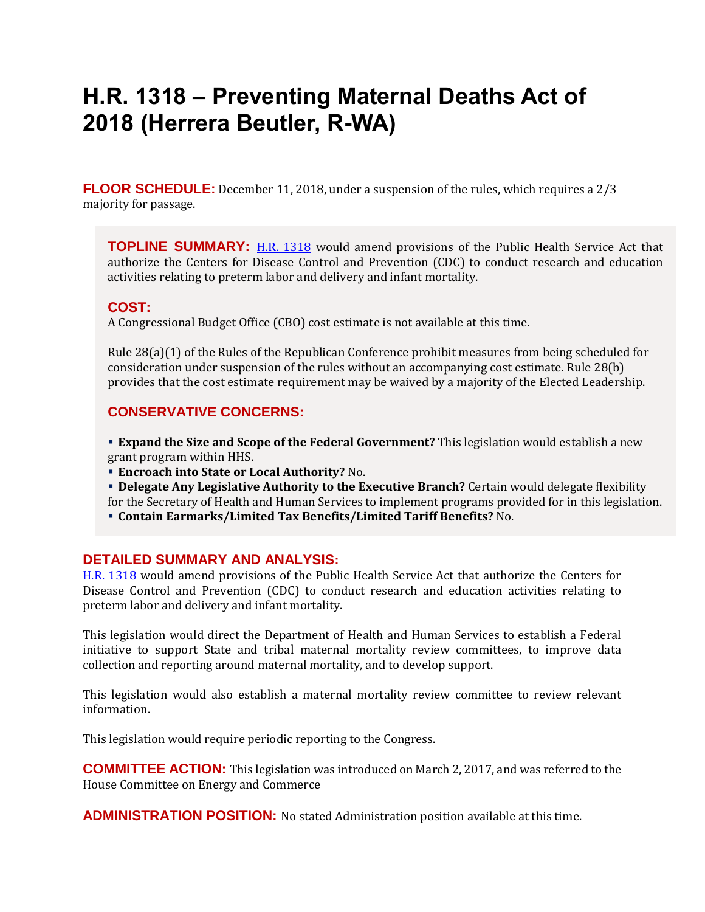# H.R. 1318 – Preventing Maternal Deaths Act of 2018 (Herrera Beutler, R-WA)

**FLOOR SCHEDULE:** December 11, 2018, under a suspension of the rules, which requires a 2/3 majority for passage.

**TOPLINE SUMMARY:** [H.R. 1318](H.R. 1318) would amend provisions of the Public Health Service Act that authorize the Centers for Disease Control and Prevention (CDC) to conduct research and education activities relating to preterm labor and delivery and infant mortality.

**COST:**

A Congressional Budget Office (CBO) cost estimate is not available at this time.

Rule 28(a)(1) of the Rules of the Republican Conference prohibit measures from being scheduled for consideration under suspension of the rules without an accompanying cost estimate. Rule 28(b) provides that the cost estimate requirement may be waived by a majority of the Elected Leadership.

**CONSERVATIVE CONCERNS:**

- **Expand the Size and Scope of the Federal Government?** This legislation would establish a new grant program within HHS.
- **Encroach into State or Local Authority?** No.
- **Delegate Any Legislative Authority to the Executive Branch?** Certain would delegate flexibility for the Secretary of Health and Human Services to implement programs provided for in this legislation.
- **Contain Earmarks/Limited Tax Benefits/Limited Tariff Benefits?** No.

## DETAILED SUMMARY AND ANALYSIS:

H.R. 1318 would amend provisions of the Public Health Service Act that authorize the Centers for Disease Control and Prevention (CDC) to conduct research and education activities relating to preterm labor and delivery and infant mortality.

This legislation would direct the Department of Health and Human Services to establish a Federal initiative to support State and tribal maternal mortality review committees, to improve data collection and reporting around maternal mortality, and to develop support.

This legislation would also establish a maternal mortality review committee to review relevant information.

This legislation would require periodic reporting to the Congress.

**COMMITTEE ACTION:** This legislation was introduced on March 2, 2017, and was referred to the House Committee on Energy and Commerce

**ADMINISTRATION POSITION:** No stated Administration position available at this time.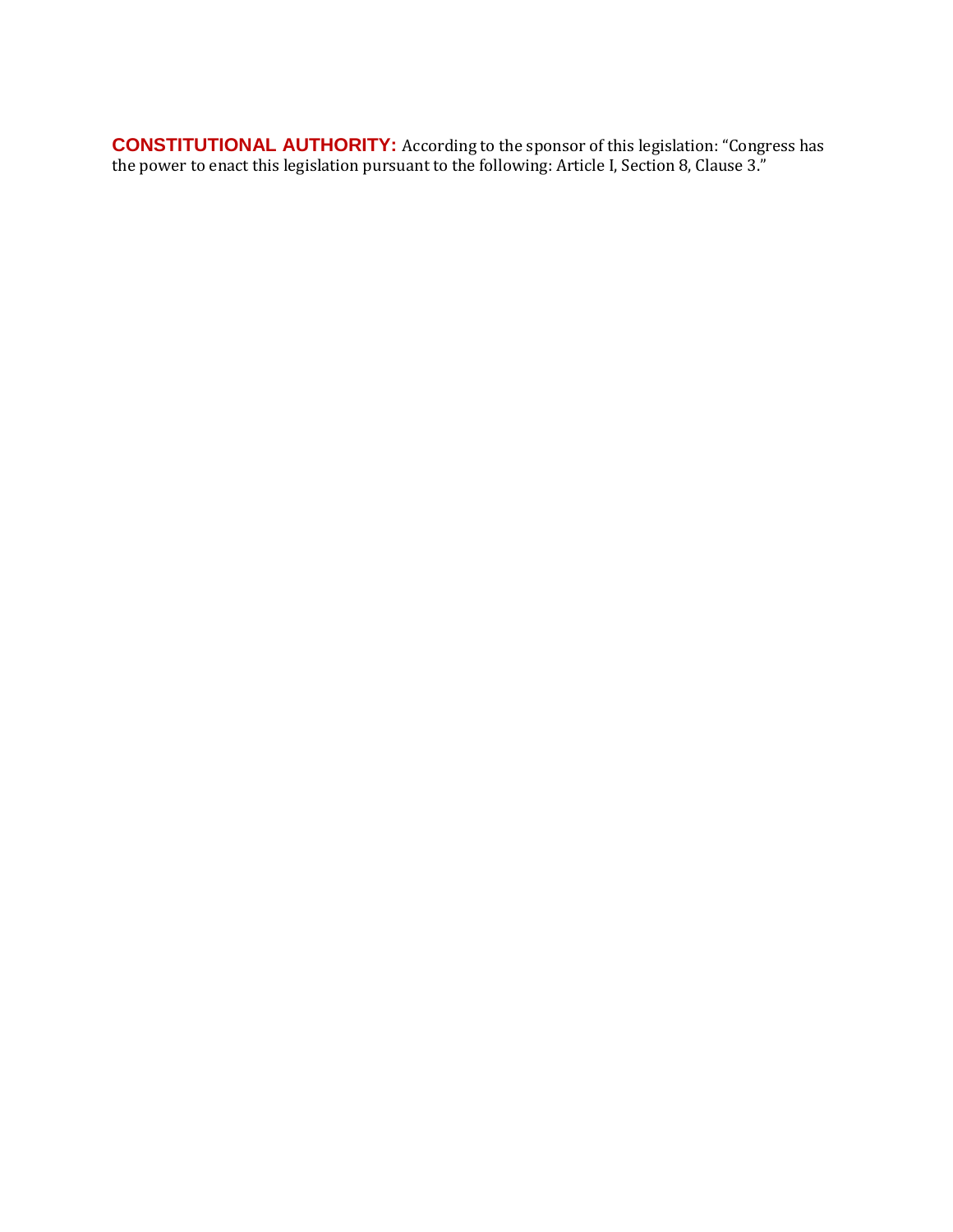**CONSTITUTIONAL AUTHORITY:** According to the sponsor of this legislation: "Congress has the power to enact this legislation pursuant to the following: Article I, Section 8, Clause 3."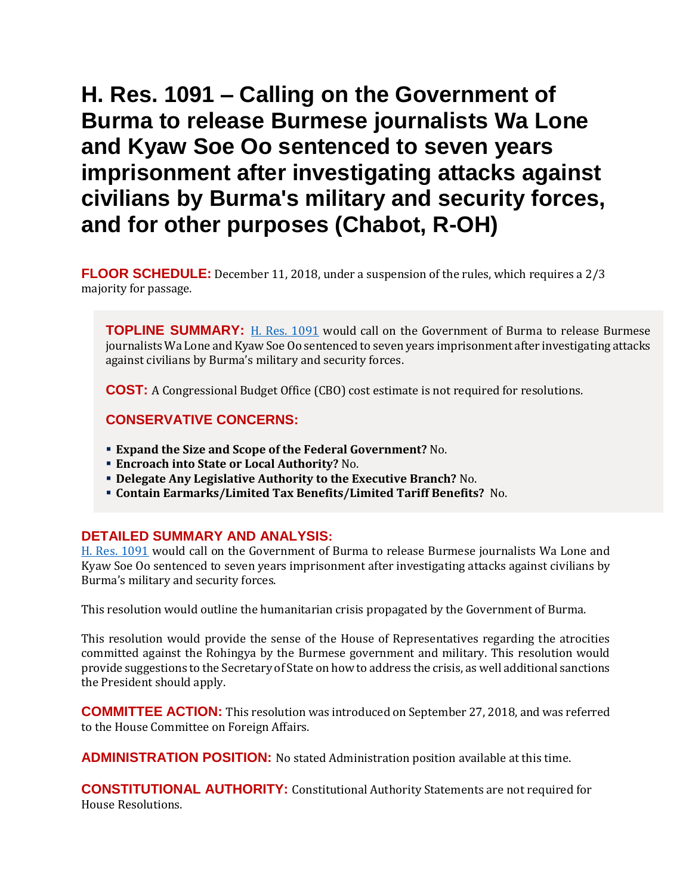# H. Res. 1091 – Calling on the Government of Burma to release Burmese journalists Wa Lone and Kyaw Soe Oo sentenced to seven years imprisonment after investigating attacks against civilians by Burma's military and security forces, and for other purposes (Chabot, R-OH)

**FLOOR SCHEDULE:** December 11, 2018, under a suspension of the rules, which requires a 2/3 majority for passage.

**TOPLINE SUMMARY:** [H. Res. 1091](#) would call on the Government of Burma to release Burmese journalists Wa Lone and Kyaw Soe Oo sentenced to seven years imprisonment after investigating attacks against civilians by Burma's military and security forces.

**COST:** A Congressional Budget Office (CBO) cost estimate is not required for resolutions.

**CONSERVATIVE CONCERNS:**

- **Expand the Size and Scope of the Federal Government?** No.
- **Encroach into State or Local Authority?** No.
- **Delegate Any Legislative Authority to the Executive Branch?** No.
- **Contain Earmarks/Limited Tax Benefits/Limited Tariff Benefits?** No.

**DETAILED SUMMARY AND ANALYSIS:**

[H. Res. 1091](#) would call on the Government of Burma to release Burmese journalists Wa Lone and Kyaw Soe Oo sentenced to seven years imprisonment after investigating attacks against civilians by Burma's military and security forces.

This resolution would outline the humanitarian crisis propagated by the Government of Burma.

This resolution would provide the sense of the House of Representatives regarding the atrocities committed against the Rohingya by the Burmese government and military. This resolution would provide suggestions to the Secretary of State on how to address the crisis, as well additional sanctions the President should apply.

**COMMITTEE ACTION:** This resolution was introduced on September 27, 2018, and was referred to the House Committee on Foreign Affairs.

**ADMINISTRATION POSITION:** No stated Administration position available at this time.

**CONSTITUTIONAL AUTHORITY:** Constitutional Authority Statements are not required for House Resolutions.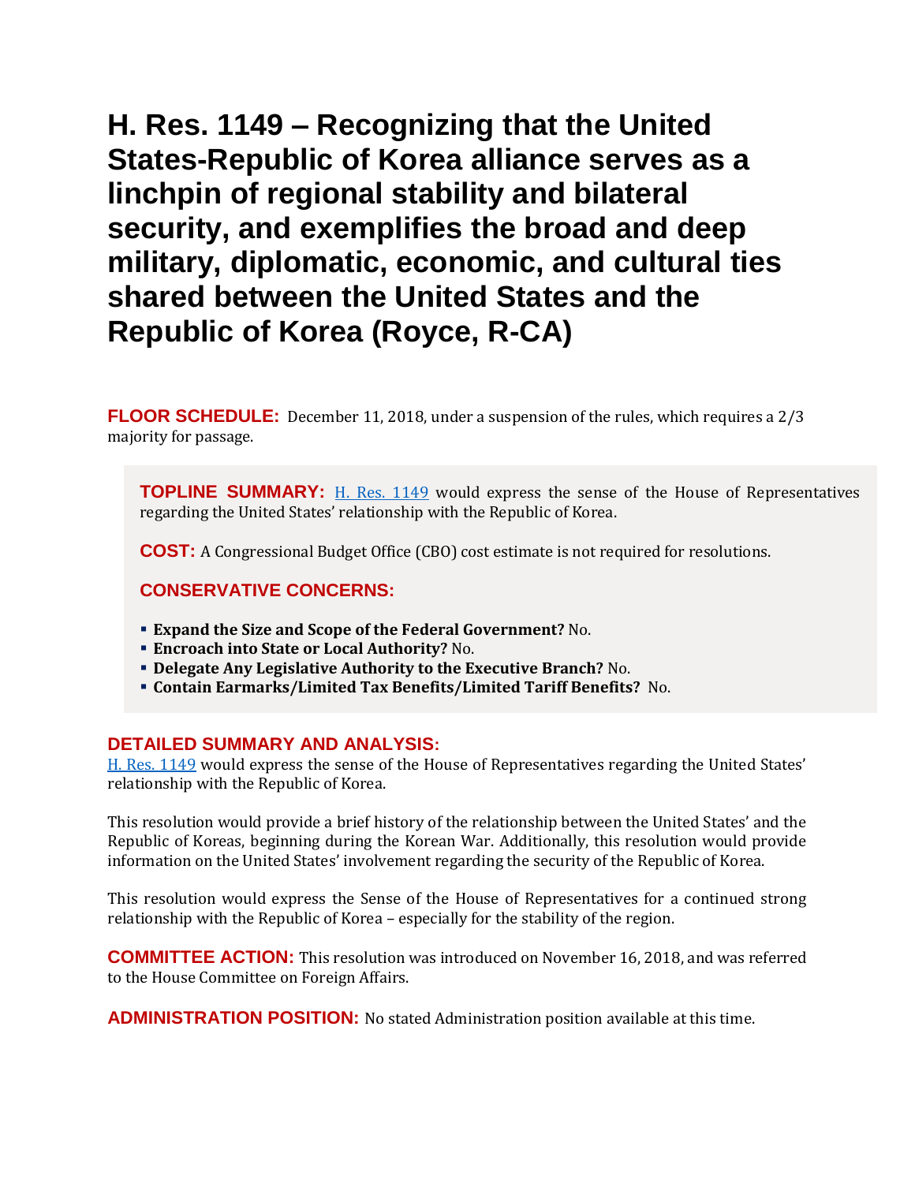# H. Res. 1149 – Recognizing that the United States-Republic of Korea alliance serves as a linchpin of regional stability and bilateral security, and exemplifies the broad and deep military, diplomatic, economic, and cultural ties shared between the United States and the Republic of Korea (Royce, R-CA)

**FLOOR SCHEDULE:** December 11, 2018, under a suspension of the rules, which requires a 2/3 majority for passage.

**TOPLINE SUMMARY:** H. Res. 1149 would express the sense of the House of Representatives regarding the United States' relationship with the Republic of Korea.

**COST:** A Congressional Budget Office (CBO) cost estimate is not required for resolutions.

**CONSERVATIVE CONCERNS:**

- **Expand the Size and Scope of the Federal Government?** No.
- **Encroach into State or Local Authority?** No.
- **Delegate Any Legislative Authority to the Executive Branch?** No.
- **Contain Earmarks/Limited Tax Benefits/Limited Tariff Benefits?** No.

**DETAILED SUMMARY AND ANALYSIS:**
H. Res. 1149 would express the sense of the House of Representatives regarding the United States' relationship with the Republic of Korea.

This resolution would provide a brief history of the relationship between the United States' and the Republic of Koreas, beginning during the Korean War. Additionally, this resolution would provide information on the United States' involvement regarding the security of the Republic of Korea.

This resolution would express the Sense of the House of Representatives for a continued strong relationship with the Republic of Korea – especially for the stability of the region.

**COMMITTEE ACTION:** This resolution was introduced on November 16, 2018, and was referred to the House Committee on Foreign Affairs.

**ADMINISTRATION POSITION:** No stated Administration position available at this time.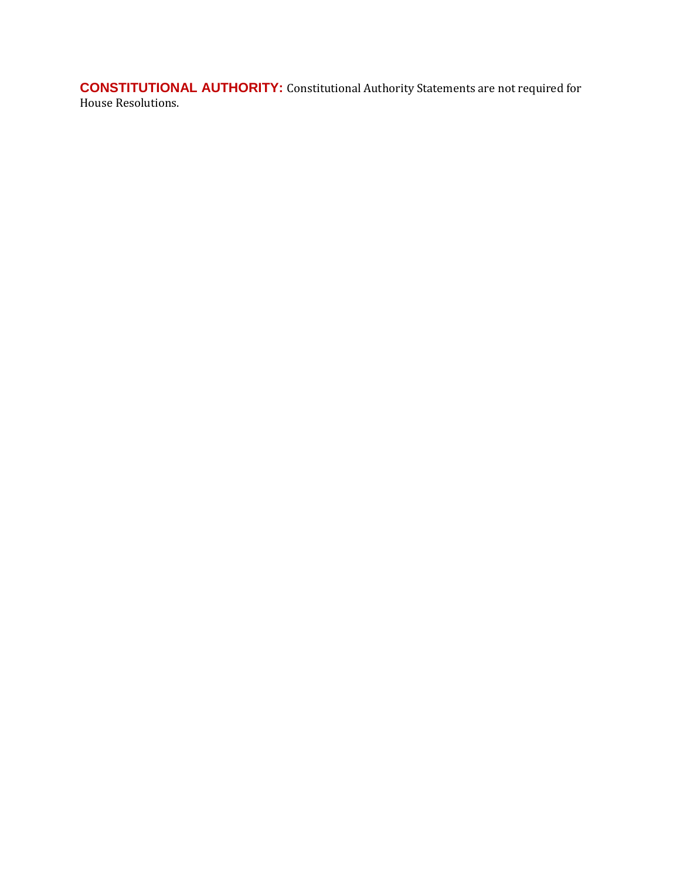**CONSTITUTIONAL AUTHORITY:** Constitutional Authority Statements are not required for House Resolutions.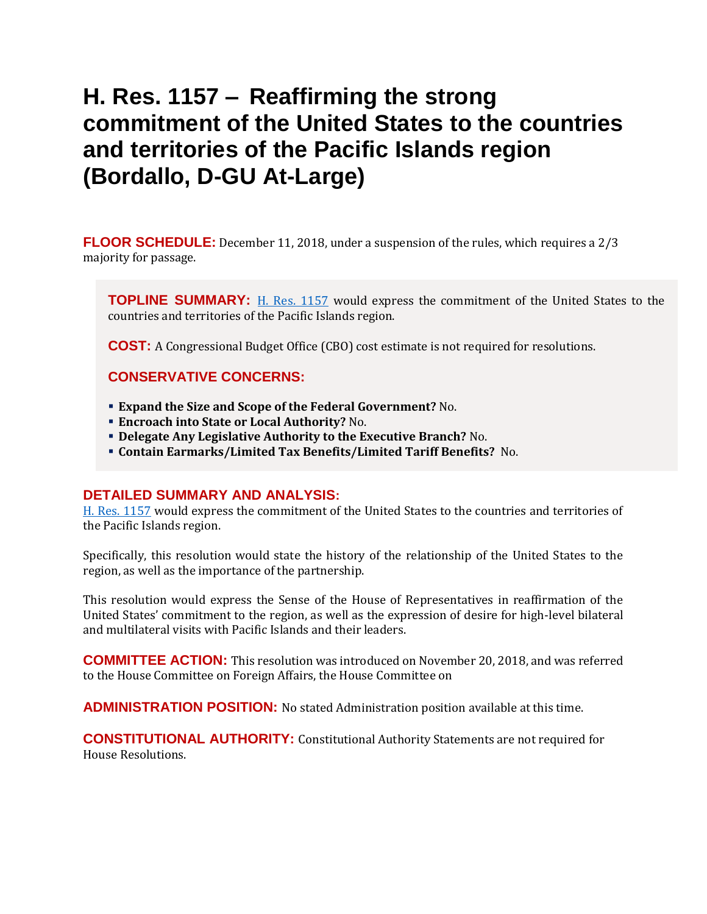# H. Res. 1157 – Reaffirming the strong commitment of the United States to the countries and territories of the Pacific Islands region (Bordallo, D-GU At-Large)

**FLOOR SCHEDULE:** December 11, 2018, under a suspension of the rules, which requires a 2/3 majority for passage.

**TOPLINE SUMMARY:** [H. Res. 1157](#) would express the commitment of the United States to the countries and territories of the Pacific Islands region.

**COST:** A Congressional Budget Office (CBO) cost estimate is not required for resolutions.

**CONSERVATIVE CONCERNS:**

- **Expand the Size and Scope of the Federal Government?** No.
- **Encroach into State or Local Authority?** No.
- **Delegate Any Legislative Authority to the Executive Branch?** No.
- **Contain Earmarks/Limited Tax Benefits/Limited Tariff Benefits?** No.

## DETAILED SUMMARY AND ANALYSIS:

[H. Res. 1157](#) would express the commitment of the United States to the countries and territories of the Pacific Islands region.

Specifically, this resolution would state the history of the relationship of the United States to the region, as well as the importance of the partnership.

This resolution would express the Sense of the House of Representatives in reaffirmation of the United States' commitment to the region, as well as the expression of desire for high-level bilateral and multilateral visits with Pacific Islands and their leaders.

**COMMITTEE ACTION:** This resolution was introduced on November 20, 2018, and was referred to the House Committee on Foreign Affairs, the House Committee on

**ADMINISTRATION POSITION:** No stated Administration position available at this time.

**CONSTITUTIONAL AUTHORITY:** Constitutional Authority Statements are not required for House Resolutions.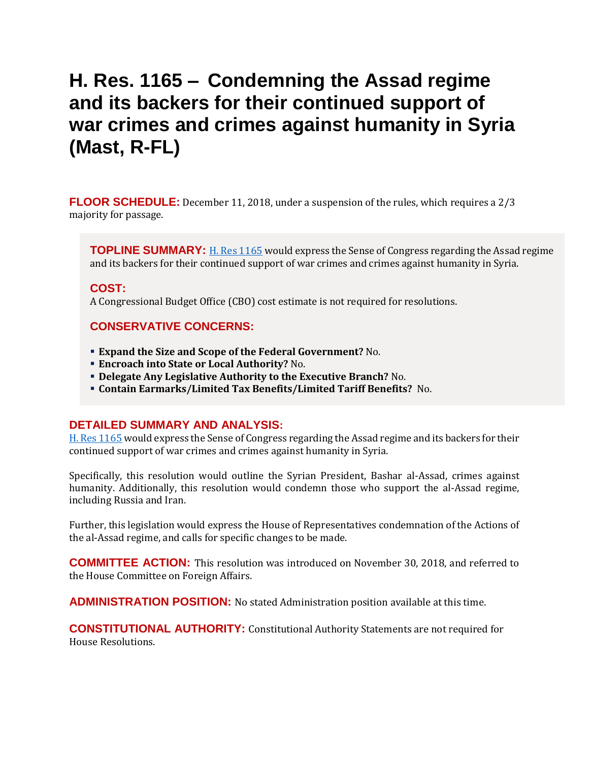# H. Res. 1165 – Condemning the Assad regime and its backers for their continued support of war crimes and crimes against humanity in Syria (Mast, R-FL)

**FLOOR SCHEDULE:** December 11, 2018, under a suspension of the rules, which requires a 2/3 majority for passage.

**TOPLINE SUMMARY:** [H. Res 1165](#) would express the Sense of Congress regarding the Assad regime and its backers for their continued support of war crimes and crimes against humanity in Syria.

**COST:**
A Congressional Budget Office (CBO) cost estimate is not required for resolutions.

**CONSERVATIVE CONCERNS:**

- **Expand the Size and Scope of the Federal Government?** No.
- **Encroach into State or Local Authority?** No.
- **Delegate Any Legislative Authority to the Executive Branch?** No.
- **Contain Earmarks/Limited Tax Benefits/Limited Tariff Benefits?** No.

**DETAILED SUMMARY AND ANALYSIS:**
[H. Res 1165](#) would express the Sense of Congress regarding the Assad regime and its backers for their continued support of war crimes and crimes against humanity in Syria.

Specifically, this resolution would outline the Syrian President, Bashar al-Assad, crimes against humanity. Additionally, this resolution would condemn those who support the al-Assad regime, including Russia and Iran.

Further, this legislation would express the House of Representatives condemnation of the Actions of the al-Assad regime, and calls for specific changes to be made.

**COMMITTEE ACTION:** This resolution was introduced on November 30, 2018, and referred to the House Committee on Foreign Affairs.

**ADMINISTRATION POSITION:** No stated Administration position available at this time.

**CONSTITUTIONAL AUTHORITY:** Constitutional Authority Statements are not required for House Resolutions.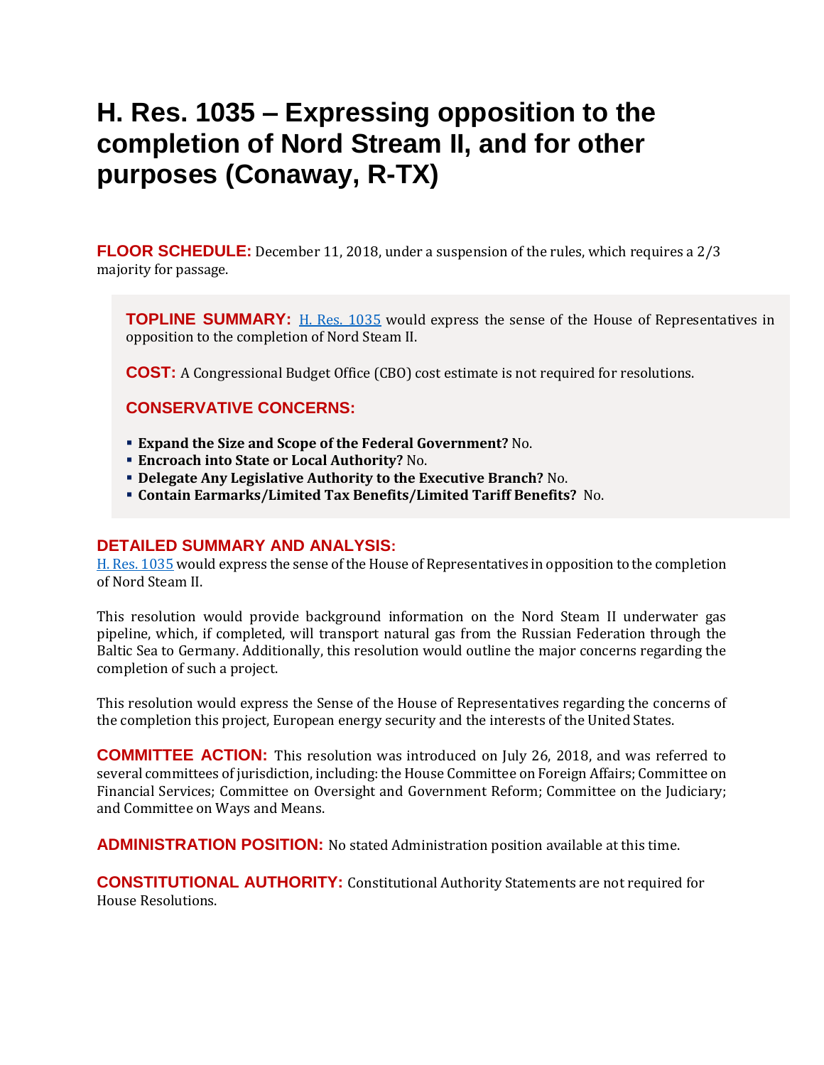# H. Res. 1035 – Expressing opposition to the completion of Nord Stream II, and for other purposes (Conaway, R-TX)

**FLOOR SCHEDULE:** December 11, 2018, under a suspension of the rules, which requires a 2/3 majority for passage.

**TOPLINE SUMMARY:** [H. Res. 1035](#) would express the sense of the House of Representatives in opposition to the completion of Nord Steam II.

**COST:** A Congressional Budget Office (CBO) cost estimate is not required for resolutions.

**CONSERVATIVE CONCERNS:**

- **Expand the Size and Scope of the Federal Government?** No.
- **Encroach into State or Local Authority?** No.
- **Delegate Any Legislative Authority to the Executive Branch?** No.
- **Contain Earmarks/Limited Tax Benefits/Limited Tariff Benefits?** No.

## DETAILED SUMMARY AND ANALYSIS:

[H. Res. 1035](#) would express the sense of the House of Representatives in opposition to the completion of Nord Steam II.

This resolution would provide background information on the Nord Steam II underwater gas pipeline, which, if completed, will transport natural gas from the Russian Federation through the Baltic Sea to Germany. Additionally, this resolution would outline the major concerns regarding the completion of such a project.

This resolution would express the Sense of the House of Representatives regarding the concerns of the completion this project, European energy security and the interests of the United States.

**COMMITTEE ACTION:** This resolution was introduced on July 26, 2018, and was referred to several committees of jurisdiction, including: the House Committee on Foreign Affairs; Committee on Financial Services; Committee on Oversight and Government Reform; Committee on the Judiciary; and Committee on Ways and Means.

**ADMINISTRATION POSITION:** No stated Administration position available at this time.

**CONSTITUTIONAL AUTHORITY:** Constitutional Authority Statements are not required for House Resolutions.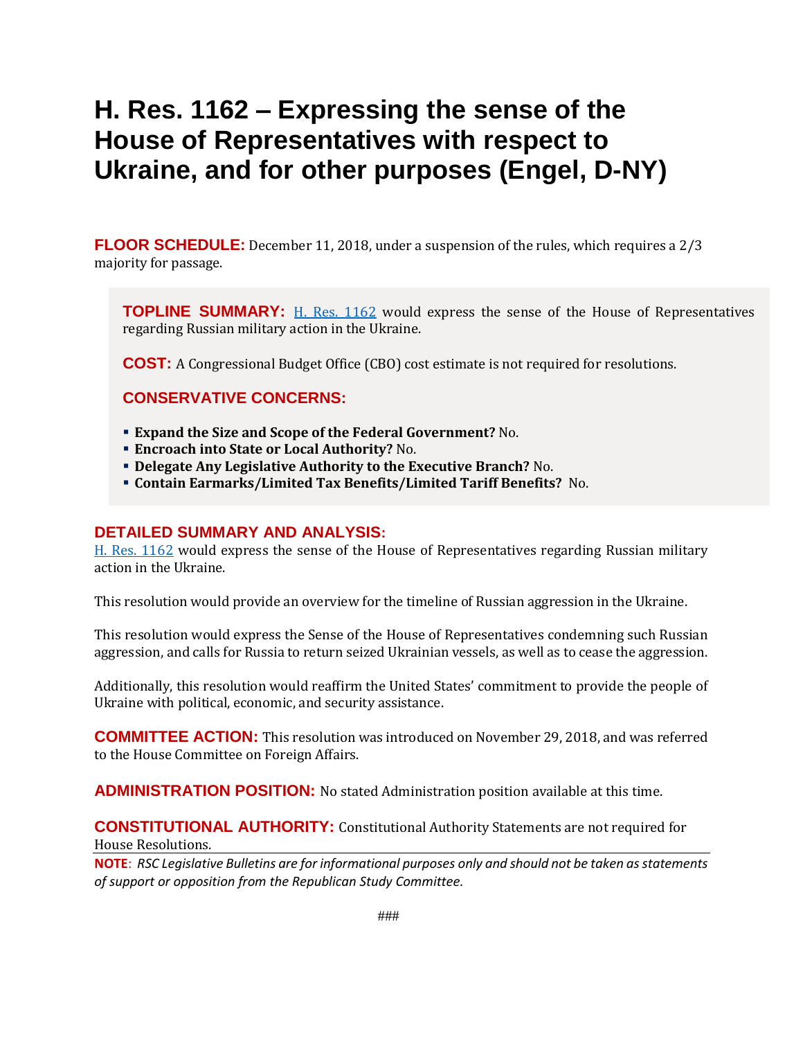# H. Res. 1162 – Expressing the sense of the House of Representatives with respect to Ukraine, and for other purposes (Engel, D-NY)

**FLOOR SCHEDULE:** December 11, 2018, under a suspension of the rules, which requires a 2/3 majority for passage.

**TOPLINE SUMMARY:** H. Res. 1162 would express the sense of the House of Representatives regarding Russian military action in the Ukraine.

**COST:** A Congressional Budget Office (CBO) cost estimate is not required for resolutions.

**CONSERVATIVE CONCERNS:**

- **Expand the Size and Scope of the Federal Government?** No.
- **Encroach into State or Local Authority?** No.
- **Delegate Any Legislative Authority to the Executive Branch?** No.
- **Contain Earmarks/Limited Tax Benefits/Limited Tariff Benefits?** No.

## DETAILED SUMMARY AND ANALYSIS:

H. Res. 1162 would express the sense of the House of Representatives regarding Russian military action in the Ukraine.

This resolution would provide an overview for the timeline of Russian aggression in the Ukraine.

This resolution would express the Sense of the House of Representatives condemning such Russian aggression, and calls for Russia to return seized Ukrainian vessels, as well as to cease the aggression.

Additionally, this resolution would reaffirm the United States' commitment to provide the people of Ukraine with political, economic, and security assistance.

**COMMITTEE ACTION:** This resolution was introduced on November 29, 2018, and was referred to the House Committee on Foreign Affairs.

**ADMINISTRATION POSITION:** No stated Administration position available at this time.

**CONSTITUTIONAL AUTHORITY:** Constitutional Authority Statements are not required for House Resolutions.

**NOTE**: *RSC Legislative Bulletins are for informational purposes only and should not be taken as statements of support or opposition from the Republican Study Committee.*

###